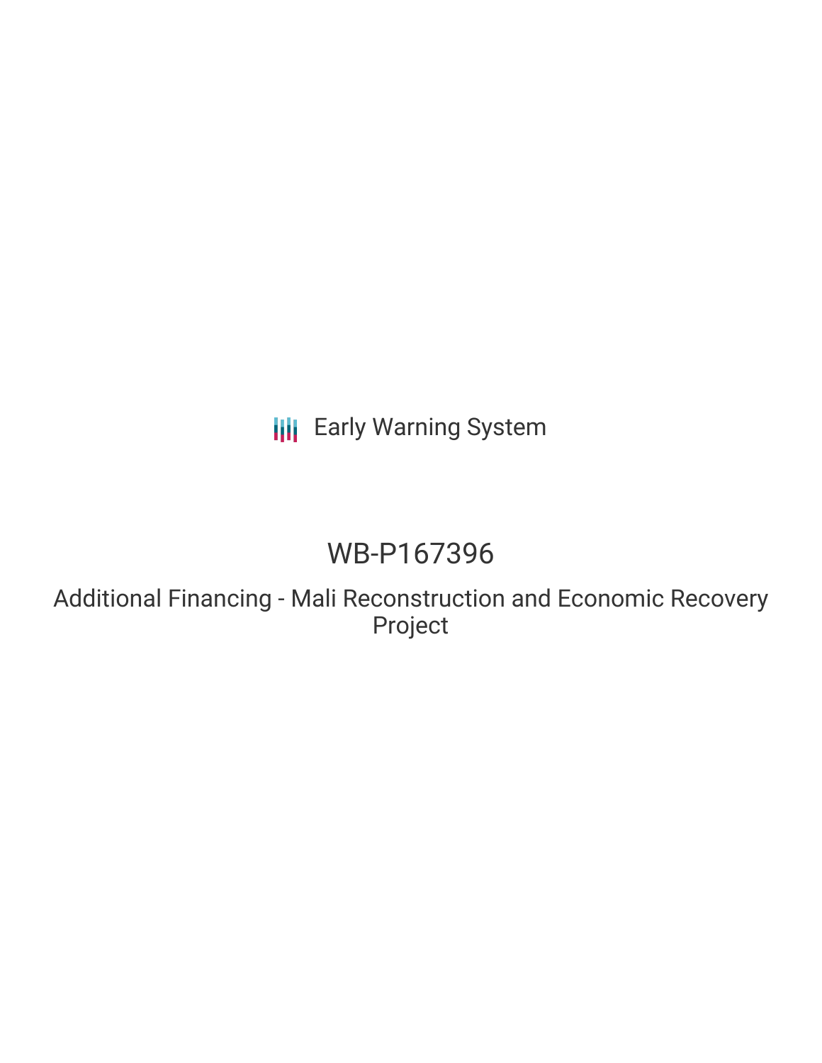Early Warning System

# WB-P167396

## Additional Financing - Mali Reconstruction and Economic Recovery Project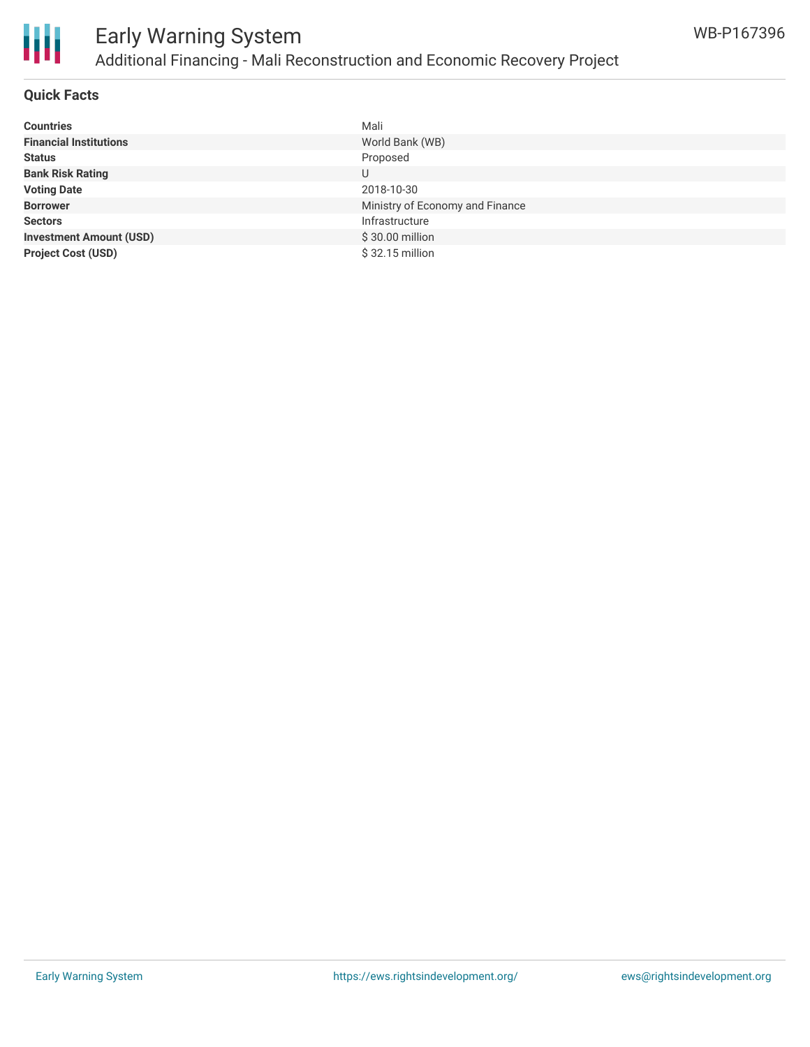## Quick Facts

| | |
|---|---|
| **Countries** | Mali |
| **Financial Institutions** | World Bank (WB) |
| **Status** | Proposed |
| **Bank Risk Rating** | U |
| **Voting Date** | 2018-10-30 |
| **Borrower** | Ministry of Economy and Finance |
| **Sectors** | Infrastructure |
| **Investment Amount (USD)** | $ 30.00 million |
| **Project Cost (USD)** | $ 32.15 million |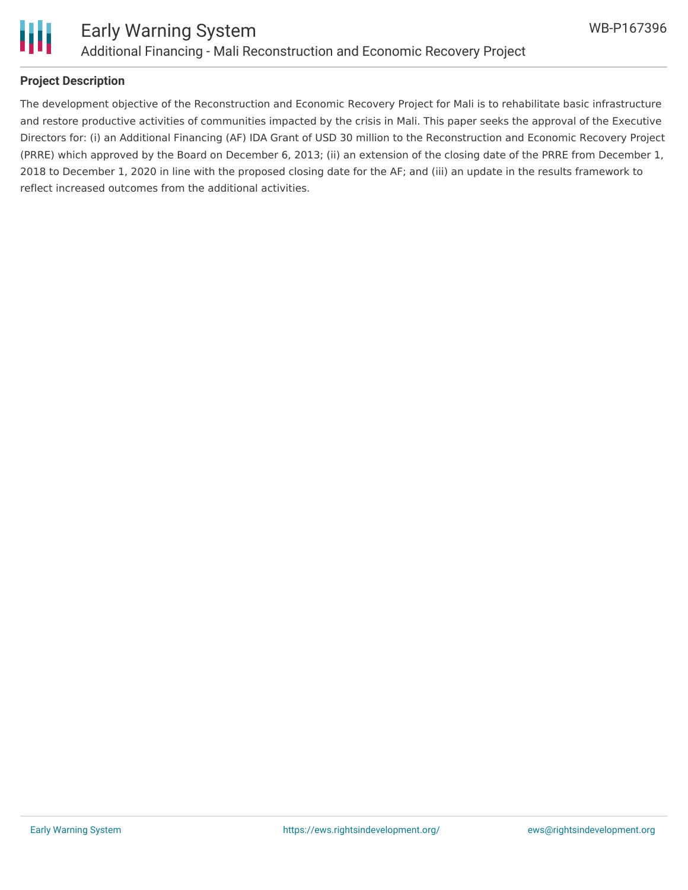**Project Description**

The development objective of the Reconstruction and Economic Recovery Project for Mali is to rehabilitate basic infrastructure and restore productive activities of communities impacted by the crisis in Mali. This paper seeks the approval of the Executive Directors for: (i) an Additional Financing (AF) IDA Grant of USD 30 million to the Reconstruction and Economic Recovery Project (PRRE) which approved by the Board on December 6, 2013; (ii) an extension of the closing date of the PRRE from December 1, 2018 to December 1, 2020 in line with the proposed closing date for the AF; and (iii) an update in the results framework to reflect increased outcomes from the additional activities.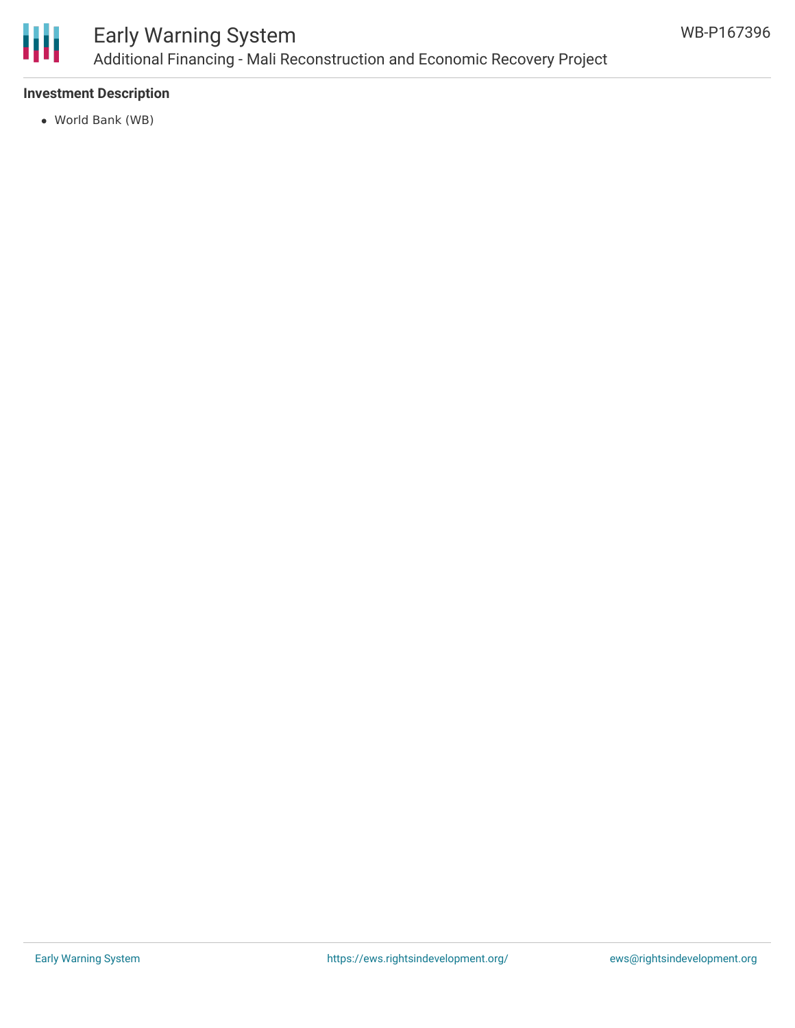### Investment Description

- World Bank (WB)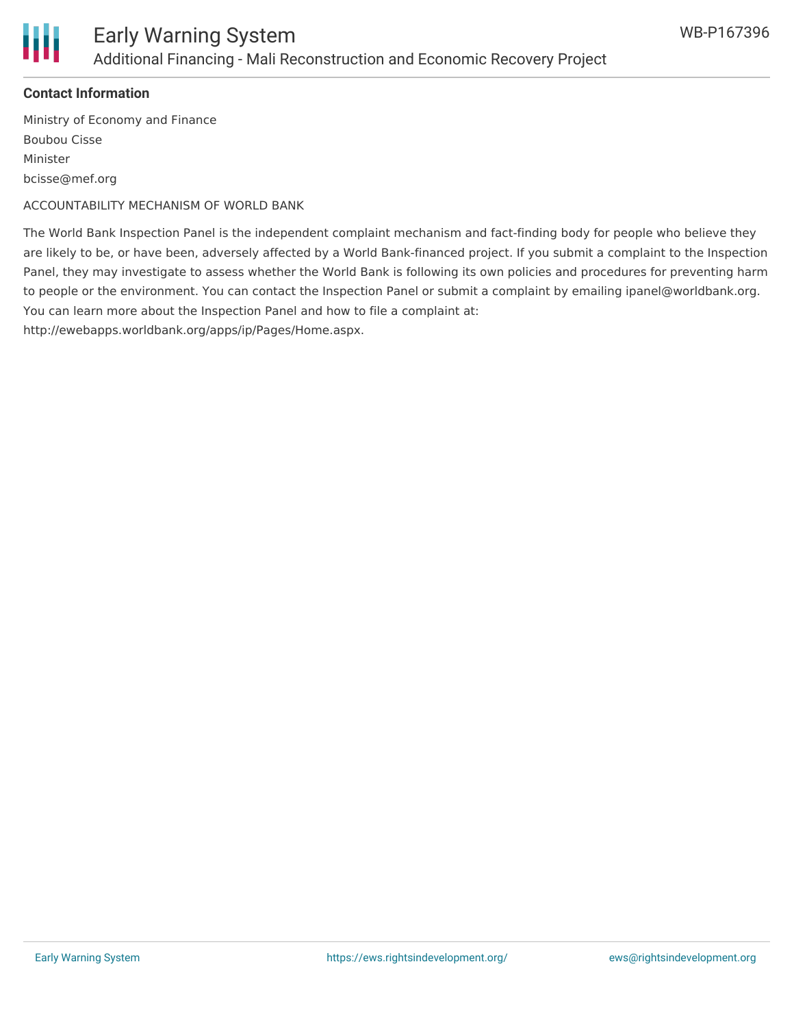**Contact Information**

Ministry of Economy and Finance
Boubou Cisse
Minister
bcisse@mef.org

ACCOUNTABILITY MECHANISM OF WORLD BANK

The World Bank Inspection Panel is the independent complaint mechanism and fact-finding body for people who believe they are likely to be, or have been, adversely affected by a World Bank-financed project. If you submit a complaint to the Inspection Panel, they may investigate to assess whether the World Bank is following its own policies and procedures for preventing harm to people or the environment. You can contact the Inspection Panel or submit a complaint by emailing ipanel@worldbank.org. You can learn more about the Inspection Panel and how to file a complaint at: http://ewebapps.worldbank.org/apps/ip/Pages/Home.aspx.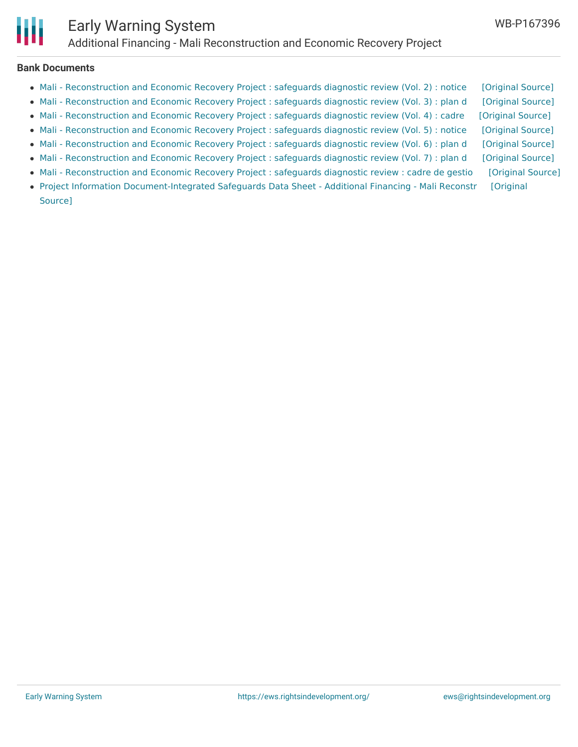## Bank Documents

- Mali - Reconstruction and Economic Recovery Project : safeguards diagnostic review (Vol. 2) : notice [Original Source]
- Mali - Reconstruction and Economic Recovery Project : safeguards diagnostic review (Vol. 3) : plan d [Original Source]
- Mali - Reconstruction and Economic Recovery Project : safeguards diagnostic review (Vol. 4) : cadre [Original Source]
- Mali - Reconstruction and Economic Recovery Project : safeguards diagnostic review (Vol. 5) : notice [Original Source]
- Mali - Reconstruction and Economic Recovery Project : safeguards diagnostic review (Vol. 6) : plan d [Original Source]
- Mali - Reconstruction and Economic Recovery Project : safeguards diagnostic review (Vol. 7) : plan d [Original Source]
- Mali - Reconstruction and Economic Recovery Project : safeguards diagnostic review : cadre de gestio [Original Source]
- Project Information Document-Integrated Safeguards Data Sheet - Additional Financing - Mali Reconstr [Original Source]